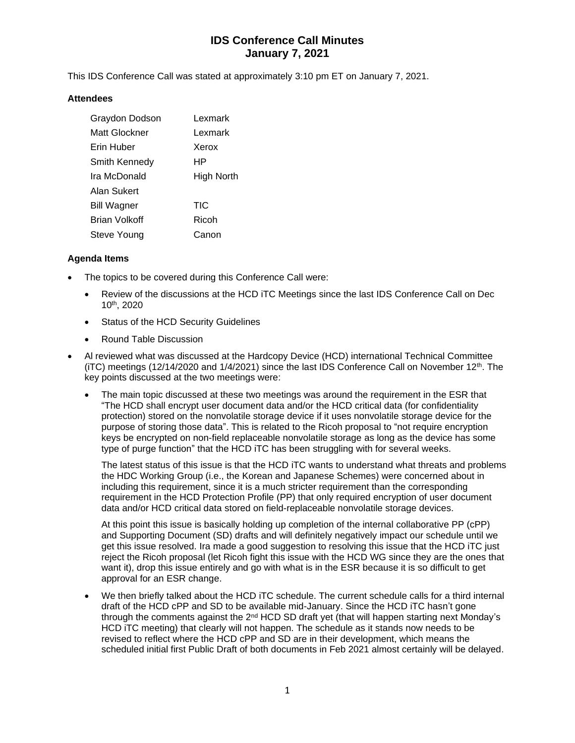# IDS Conference Call Minutes
# January 7, 2021

This IDS Conference Call was stated at approximately 3:10 pm ET on January 7, 2021.

### Attendees

| | |
|---|---|
| Graydon Dodson | Lexmark |
| Matt Glockner | Lexmark |
| Erin Huber | Xerox |
| Smith Kennedy | HP |
| Ira McDonald | High North |
| Alan Sukert | |
| Bill Wagner | TIC |
| Brian Volkoff | Ricoh |
| Steve Young | Canon |

### Agenda Items

- The topics to be covered during this Conference Call were:
  - Review of the discussions at the HCD iTC Meetings since the last IDS Conference Call on Dec 10th, 2020
  - Status of the HCD Security Guidelines
  - Round Table Discussion
- Al reviewed what was discussed at the Hardcopy Device (HCD) international Technical Committee (iTC) meetings (12/14/2020 and 1/4/2021) since the last IDS Conference Call on November 12th. The key points discussed at the two meetings were:
  - The main topic discussed at these two meetings was around the requirement in the ESR that "The HCD shall encrypt user document data and/or the HCD critical data (for confidentiality protection) stored on the nonvolatile storage device if it uses nonvolatile storage device for the purpose of storing those data". This is related to the Ricoh proposal to "not require encryption keys be encrypted on non-field replaceable nonvolatile storage as long as the device has some type of purge function" that the HCD iTC has been struggling with for several weeks.

    The latest status of this issue is that the HCD iTC wants to understand what threats and problems the HDC Working Group (i.e., the Korean and Japanese Schemes) were concerned about in including this requirement, since it is a much stricter requirement than the corresponding requirement in the HCD Protection Profile (PP) that only required encryption of user document data and/or HCD critical data stored on field-replaceable nonvolatile storage devices.

    At this point this issue is basically holding up completion of the internal collaborative PP (cPP) and Supporting Document (SD) drafts and will definitely negatively impact our schedule until we get this issue resolved. Ira made a good suggestion to resolving this issue that the HCD iTC just reject the Ricoh proposal (let Ricoh fight this issue with the HCD WG since they are the ones that want it), drop this issue entirely and go with what is in the ESR because it is so difficult to get approval for an ESR change.
  - We then briefly talked about the HCD iTC schedule. The current schedule calls for a third internal draft of the HCD cPP and SD to be available mid-January. Since the HCD iTC hasn't gone through the comments against the 2nd HCD SD draft yet (that will happen starting next Monday's HCD iTC meeting) that clearly will not happen. The schedule as it stands now needs to be revised to reflect where the HCD cPP and SD are in their development, which means the scheduled initial first Public Draft of both documents in Feb 2021 almost certainly will be delayed.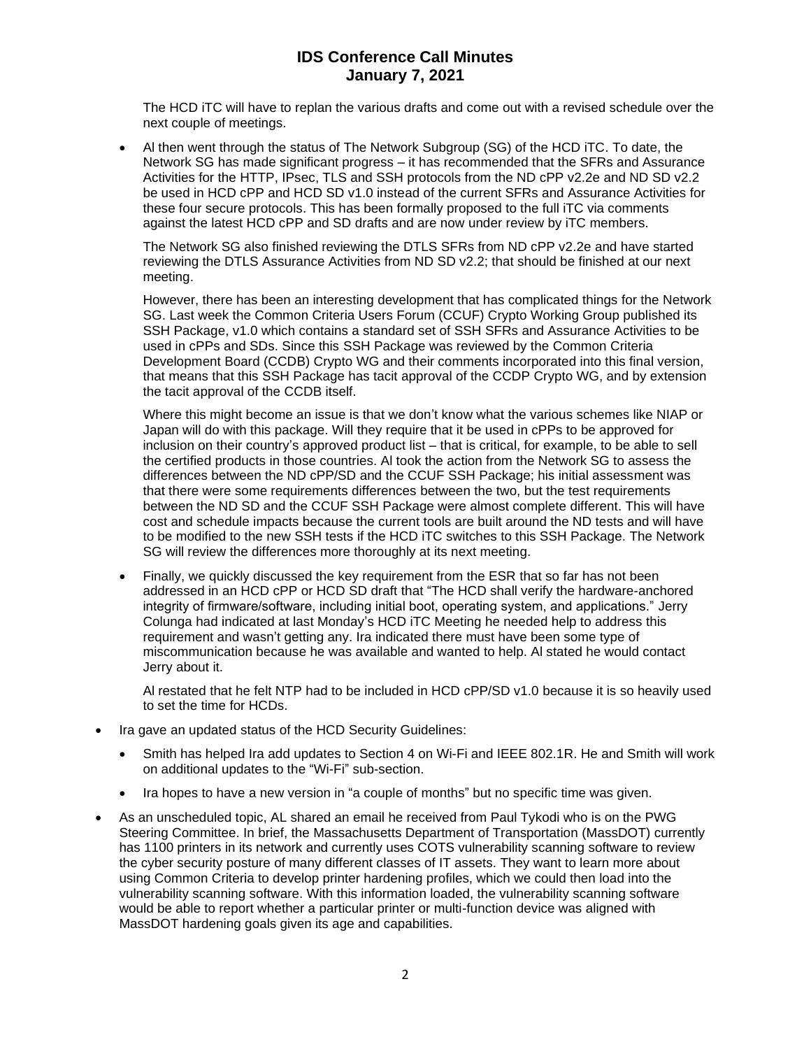The HCD iTC will have to replan the various drafts and come out with a revised schedule over the next couple of meetings.

- Al then went through the status of The Network Subgroup (SG) of the HCD iTC. To date, the Network SG has made significant progress – it has recommended that the SFRs and Assurance Activities for the HTTP, IPsec, TLS and SSH protocols from the ND cPP v2.2e and ND SD v2.2 be used in HCD cPP and HCD SD v1.0 instead of the current SFRs and Assurance Activities for these four secure protocols. This has been formally proposed to the full iTC via comments against the latest HCD cPP and SD drafts and are now under review by iTC members.

  The Network SG also finished reviewing the DTLS SFRs from ND cPP v2.2e and have started reviewing the DTLS Assurance Activities from ND SD v2.2; that should be finished at our next meeting.

  However, there has been an interesting development that has complicated things for the Network SG. Last week the Common Criteria Users Forum (CCUF) Crypto Working Group published its SSH Package, v1.0 which contains a standard set of SSH SFRs and Assurance Activities to be used in cPPs and SDs. Since this SSH Package was reviewed by the Common Criteria Development Board (CCDB) Crypto WG and their comments incorporated into this final version, that means that this SSH Package has tacit approval of the CCDP Crypto WG, and by extension the tacit approval of the CCDB itself.

  Where this might become an issue is that we don't know what the various schemes like NIAP or Japan will do with this package. Will they require that it be used in cPPs to be approved for inclusion on their country's approved product list – that is critical, for example, to be able to sell the certified products in those countries. Al took the action from the Network SG to assess the differences between the ND cPP/SD and the CCUF SSH Package; his initial assessment was that there were some requirements differences between the two, but the test requirements between the ND SD and the CCUF SSH Package were almost complete different. This will have cost and schedule impacts because the current tools are built around the ND tests and will have to be modified to the new SSH tests if the HCD iTC switches to this SSH Package. The Network SG will review the differences more thoroughly at its next meeting.

- Finally, we quickly discussed the key requirement from the ESR that so far has not been addressed in an HCD cPP or HCD SD draft that "The HCD shall verify the hardware-anchored integrity of firmware/software, including initial boot, operating system, and applications." Jerry Colunga had indicated at last Monday's HCD iTC Meeting he needed help to address this requirement and wasn't getting any. Ira indicated there must have been some type of miscommunication because he was available and wanted to help. Al stated he would contact Jerry about it.

  Al restated that he felt NTP had to be included in HCD cPP/SD v1.0 because it is so heavily used to set the time for HCDs.

- Ira gave an updated status of the HCD Security Guidelines:
  - Smith has helped Ira add updates to Section 4 on Wi-Fi and IEEE 802.1R. He and Smith will work on additional updates to the "Wi-Fi" sub-section.
  - Ira hopes to have a new version in "a couple of months" but no specific time was given.

- As an unscheduled topic, AL shared an email he received from Paul Tykodi who is on the PWG Steering Committee. In brief, the Massachusetts Department of Transportation (MassDOT) currently has 1100 printers in its network and currently uses COTS vulnerability scanning software to review the cyber security posture of many different classes of IT assets. They want to learn more about using Common Criteria to develop printer hardening profiles, which we could then load into the vulnerability scanning software. With this information loaded, the vulnerability scanning software would be able to report whether a particular printer or multi-function device was aligned with MassDOT hardening goals given its age and capabilities.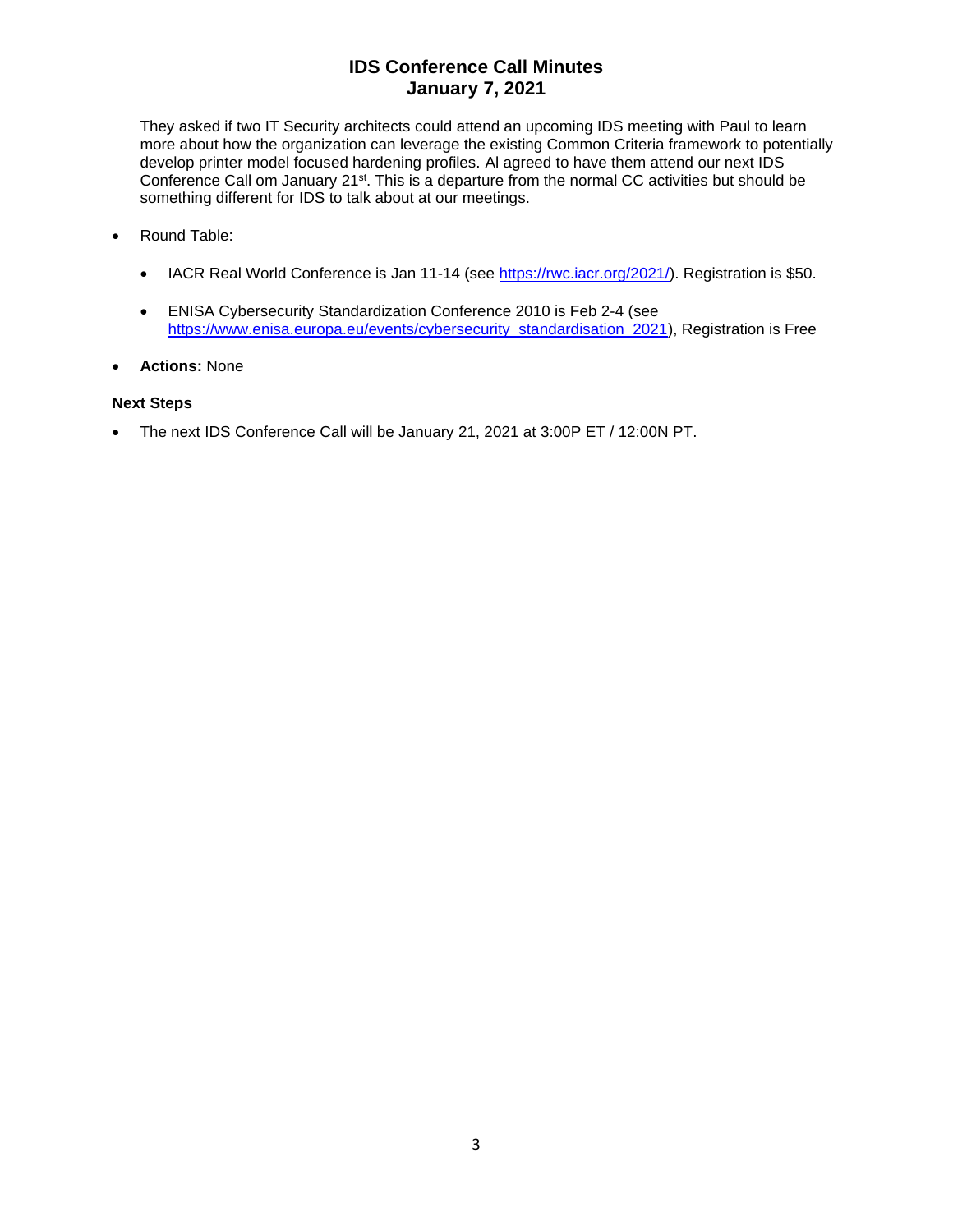They asked if two IT Security architects could attend an upcoming IDS meeting with Paul to learn more about how the organization can leverage the existing Common Criteria framework to potentially develop printer model focused hardening profiles. Al agreed to have them attend our next IDS Conference Call om January 21st. This is a departure from the normal CC activities but should be something different for IDS to talk about at our meetings.

- Round Table:
  - IACR Real World Conference is Jan 11-14 (see https://rwc.iacr.org/2021/). Registration is $50.
  - ENISA Cybersecurity Standardization Conference 2010 is Feb 2-4 (see https://www.enisa.europa.eu/events/cybersecurity_standardisation_2021), Registration is Free
- **Actions:** None

### Next Steps

- The next IDS Conference Call will be January 21, 2021 at 3:00P ET / 12:00N PT.